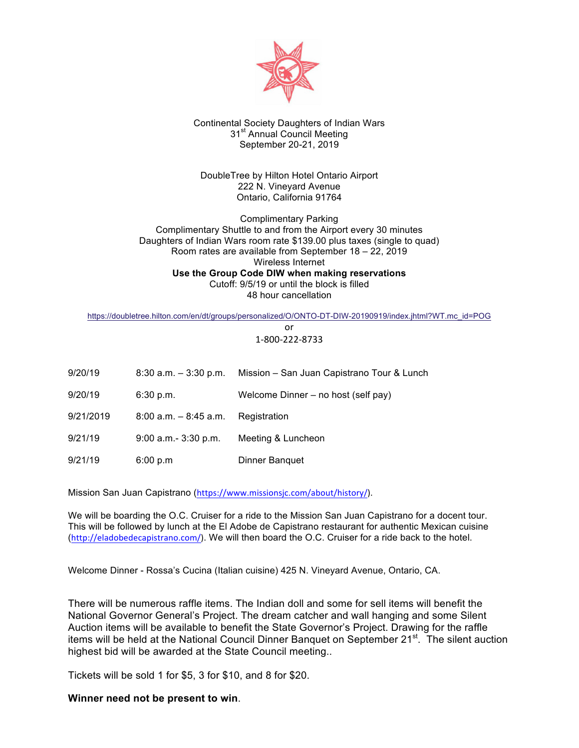Continental Society Daughters of Indian Wars
31st Annual Council Meeting
September 20-21, 2019

DoubleTree by Hilton Hotel Ontario Airport
222 N. Vineyard Avenue
Ontario, California 91764

Complimentary Parking
Complimentary Shuttle to and from the Airport every 30 minutes
Daughters of Indian Wars room rate $139.00 plus taxes (single to quad)
Room rates are available from September 18 – 22, 2019
Wireless Internet
**Use the Group Code DIW when making reservations**
Cutoff: 9/5/19 or until the block is filled
48 hour cancellation

https://doubletree.hilton.com/en/dt/groups/personalized/O/ONTO-DT-DIW-20190919/index.jhtml?WT.mc_id=POG
or
1-800-222-8733

| | | |
|---|---|---|
| 9/20/19 | 8:30 a.m. – 3:30 p.m. | Mission – San Juan Capistrano Tour & Lunch |
| 9/20/19 | 6:30 p.m. | Welcome Dinner – no host (self pay) |
| 9/21/2019 | 8:00 a.m. – 8:45 a.m. | Registration |
| 9/21/19 | 9:00 a.m.- 3:30 p.m. | Meeting & Luncheon |
| 9/21/19 | 6:00 p.m | Dinner Banquet |

Mission San Juan Capistrano (https://www.missionsjc.com/about/history/).

We will be boarding the O.C. Cruiser for a ride to the Mission San Juan Capistrano for a docent tour. This will be followed by lunch at the El Adobe de Capistrano restaurant for authentic Mexican cuisine (http://eladobedecapistrano.com/). We will then board the O.C. Cruiser for a ride back to the hotel.

Welcome Dinner - Rossa's Cucina (Italian cuisine) 425 N. Vineyard Avenue, Ontario, CA.

There will be numerous raffle items. The Indian doll and some for sell items will benefit the National Governor General's Project. The dream catcher and wall hanging and some Silent Auction items will be available to benefit the State Governor's Project. Drawing for the raffle items will be held at the National Council Dinner Banquet on September 21st. The silent auction highest bid will be awarded at the State Council meeting..

Tickets will be sold 1 for $5, 3 for $10, and 8 for $20.

**Winner need not be present to win**.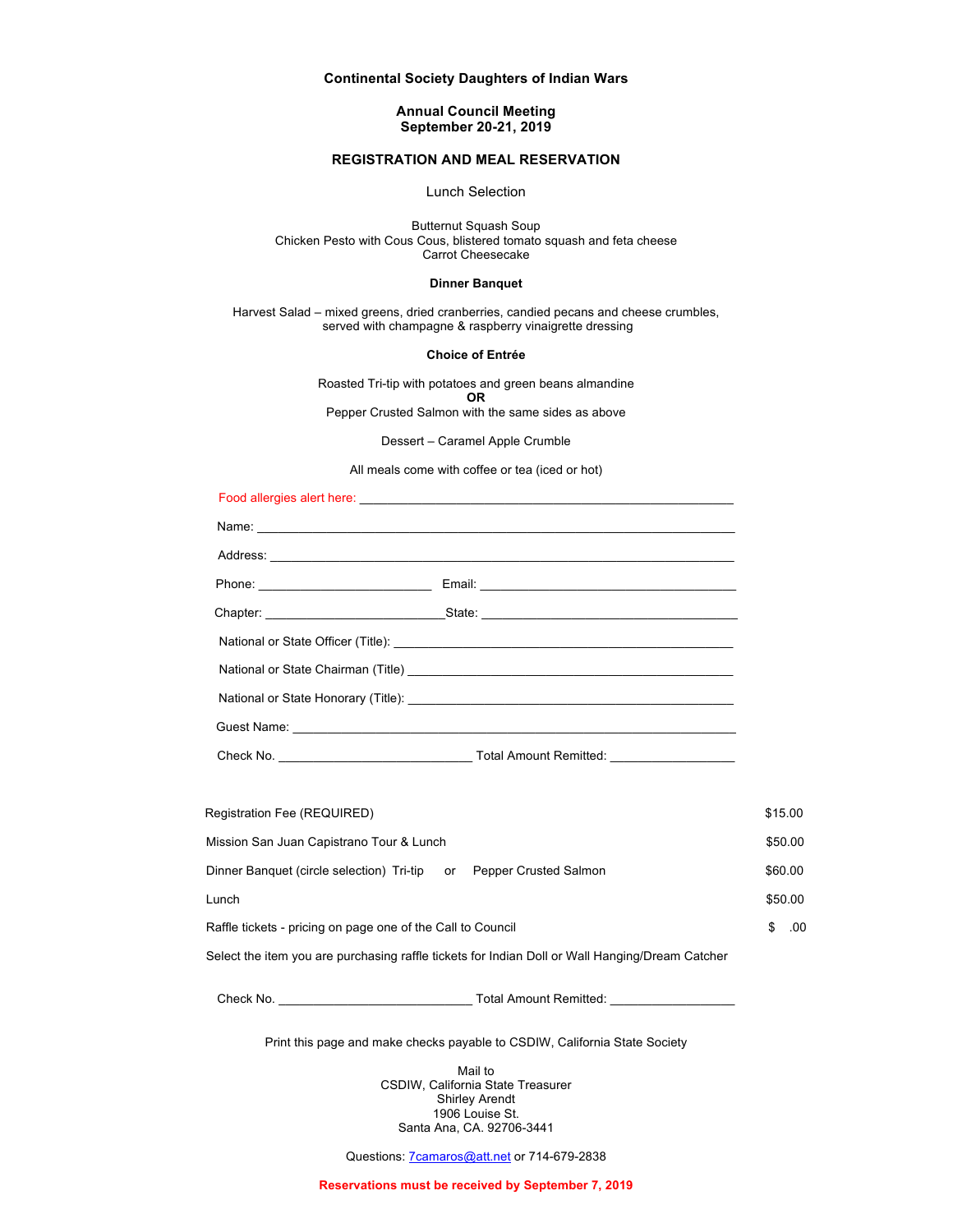**Continental Society Daughters of Indian Wars**

**Annual Council Meeting**
**September 20-21, 2019**

**REGISTRATION AND MEAL RESERVATION**

Lunch Selection

Butternut Squash Soup
Chicken Pesto with Cous Cous, blistered tomato squash and feta cheese
Carrot Cheesecake

**Dinner Banquet**

Harvest Salad – mixed greens, dried cranberries, candied pecans and cheese crumbles, served with champagne & raspberry vinaigrette dressing

**Choice of Entrée**

Roasted Tri-tip with potatoes and green beans almandine
**OR**
Pepper Crusted Salmon with the same sides as above

Dessert – Caramel Apple Crumble

All meals come with coffee or tea (iced or hot)

Food allergies alert here: ______________________________

Name: ______________________________

Address: ______________________________

Phone: ______________ Email: ______________________________

Chapter: ______________ State: ______________________________

National or State Officer (Title): ______________________________

National or State Chairman (Title) ______________________________

National or State Honorary (Title): ______________________________

Guest Name: ______________________________

Check No. ______________ Total Amount Remitted: ______________

| | |
|---|---|
| Registration Fee (REQUIRED) | $15.00 |
| Mission San Juan Capistrano Tour & Lunch | $50.00 |
| Dinner Banquet (circle selection) Tri-tip or Pepper Crusted Salmon | $60.00 |
| Lunch | $50.00 |
| Raffle tickets - pricing on page one of the Call to Council | $ .00 |

Select the item you are purchasing raffle tickets for Indian Doll or Wall Hanging/Dream Catcher

Check No. ______________ Total Amount Remitted: ______________

Print this page and make checks payable to CSDIW, California State Society

Mail to
CSDIW, California State Treasurer
Shirley Arendt
1906 Louise St.
Santa Ana, CA. 92706-3441

Questions: 7camaros@att.net or 714-679-2838

**Reservations must be received by September 7, 2019**